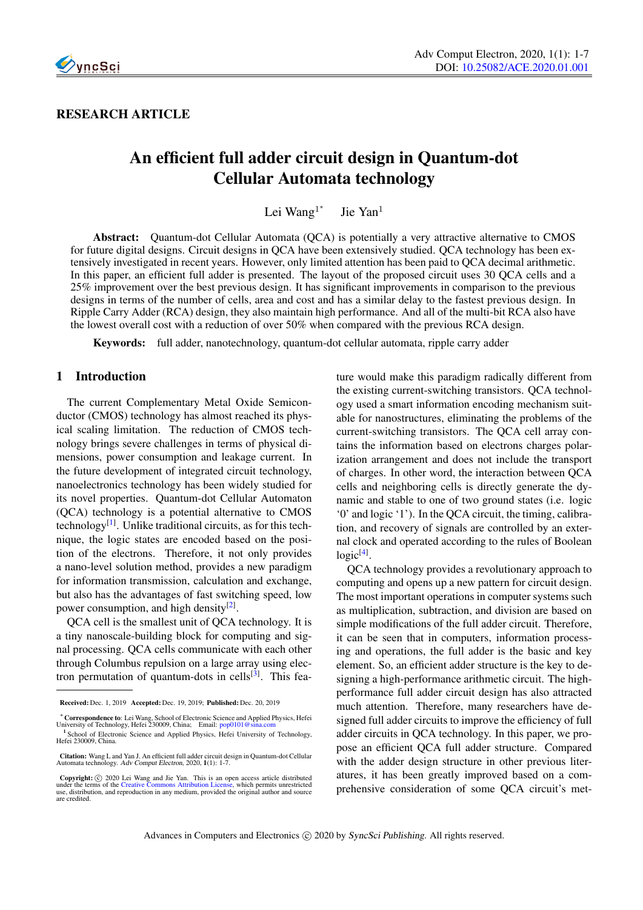RESEARCH ARTICLE

# An efficient full adder circuit design in Quantum-dot Cellular Automata technology

Lei Wang[1*] Jie Yan[1]

**Abstract:** Quantum-dot Cellular Automata (QCA) is potentially a very attractive alternative to CMOS for future digital designs. Circuit designs in QCA have been extensively studied. QCA technology has been extensively investigated in recent years. However, only limited attention has been paid to QCA decimal arithmetic. In this paper, an efficient full adder is presented. The layout of the proposed circuit uses 30 QCA cells and a 25% improvement over the best previous design. It has significant improvements in comparison to the previous designs in terms of the number of cells, area and cost and has a similar delay to the fastest previous design. In Ripple Carry Adder (RCA) design, they also maintain high performance. And all of the multi-bit RCA also have the lowest overall cost with a reduction of over 50% when compared with the previous RCA design.

**Keywords:** full adder, nanotechnology, quantum-dot cellular automata, ripple carry adder

## 1 Introduction

The current Complementary Metal Oxide Semiconductor (CMOS) technology has almost reached its physical scaling limitation. The reduction of CMOS technology brings severe challenges in terms of physical dimensions, power consumption and leakage current. In the future development of integrated circuit technology, nanoelectronics technology has been widely studied for its novel properties. Quantum-dot Cellular Automaton (QCA) technology is a potential alternative to CMOS technology[1]. Unlike traditional circuits, as for this technique, the logic states are encoded based on the position of the electrons. Therefore, it not only provides a nano-level solution method, provides a new paradigm for information transmission, calculation and exchange, but also has the advantages of fast switching speed, low power consumption, and high density[2].

QCA cell is the smallest unit of QCA technology. It is a tiny nanoscale-building block for computing and signal processing. QCA cells communicate with each other through Columbus repulsion on a large array using electron permutation of quantum-dots in cells[3]. This feature would make this paradigm radically different from the existing current-switching transistors. QCA technology used a smart information encoding mechanism suitable for nanostructures, eliminating the problems of the current-switching transistors. The QCA cell array contains the information based on electrons charges polarization arrangement and does not include the transport of charges. In other word, the interaction between QCA cells and neighboring cells is directly generate the dynamic and stable to one of two ground states (i.e. logic '0' and logic '1'). In the QCA circuit, the timing, calibration, and recovery of signals are controlled by an external clock and operated according to the rules of Boolean logic[4].

QCA technology provides a revolutionary approach to computing and opens up a new pattern for circuit design. The most important operations in computer systems such as multiplication, subtraction, and division are based on simple modifications of the full adder circuit. Therefore, it can be seen that in computers, information processing and operations, the full adder is the basic and key element. So, an efficient adder structure is the key to designing a high-performance arithmetic circuit. The high-performance full adder circuit design has also attracted much attention. Therefore, many researchers have designed full adder circuits to improve the efficiency of full adder circuits in QCA technology. In this paper, we propose an efficient QCA full adder structure. Compared with the adder design structure in other previous literatures, it has been greatly improved based on a comprehensive consideration of some QCA circuit's met-

---

**Received:** Dec. 1, 2019 **Accepted:** Dec. 19, 2019; **Published:** Dec. 20, 2019

[*] **Correspondence to**: Lei Wang, School of Electronic Science and Applied Physics, Hefei University of Technology, Hefei 230009, China; Email: pop0101@sina.com

[1] School of Electronic Science and Applied Physics, Hefei University of Technology, Hefei 230009, China.

**Citation:** Wang L and Yan J. An efficient full adder circuit design in Quantum-dot Cellular Automata technology. *Adv Comput Electron*, 2020, **1**(1): 1-7.

**Copyright:** © 2020 Lei Wang and Jie Yan. This is an open access article distributed under the terms of the Creative Commons Attribution License, which permits unrestricted use, distribution, and reproduction in any medium, provided the original author and source are credited.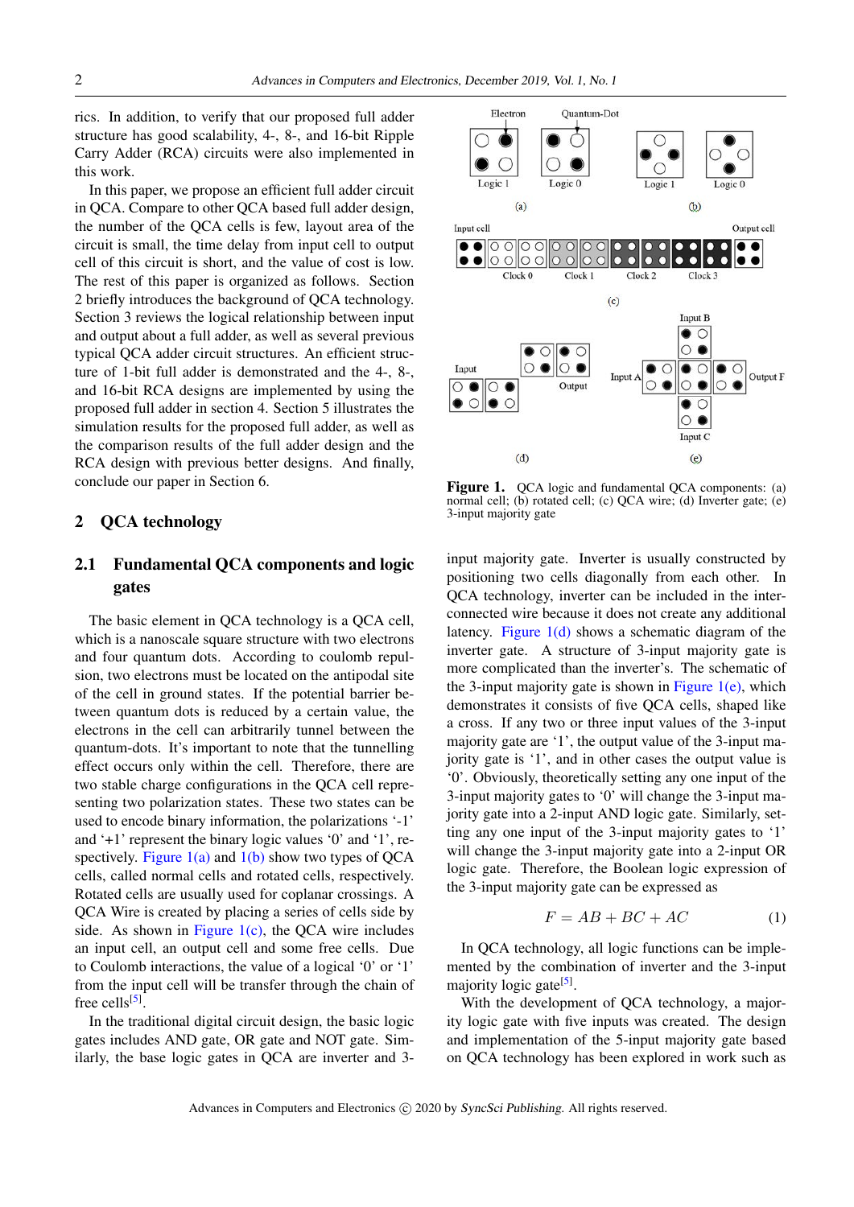rics. In addition, to verify that our proposed full adder structure has good scalability, 4-, 8-, and 16-bit Ripple Carry Adder (RCA) circuits were also implemented in this work.

In this paper, we propose an efficient full adder circuit in QCA. Compare to other QCA based full adder design, the number of the QCA cells is few, layout area of the circuit is small, the time delay from input cell to output cell of this circuit is short, and the value of cost is low. The rest of this paper is organized as follows. Section 2 briefly introduces the background of QCA technology. Section 3 reviews the logical relationship between input and output about a full adder, as well as several previous typical QCA adder circuit structures. An efficient structure of 1-bit full adder is demonstrated and the 4-, 8-, and 16-bit RCA designs are implemented by using the proposed full adder in section 4. Section 5 illustrates the simulation results for the proposed full adder, as well as the comparison results of the full adder design and the RCA design with previous better designs. And finally, conclude our paper in Section 6.

## 2 QCA technology

### 2.1 Fundamental QCA components and logic gates

The basic element in QCA technology is a QCA cell, which is a nanoscale square structure with two electrons and four quantum dots. According to coulomb repulsion, two electrons must be located on the antipodal site of the cell in ground states. If the potential barrier between quantum dots is reduced by a certain value, the electrons in the cell can arbitrarily tunnel between the quantum-dots. It's important to note that the tunnelling effect occurs only within the cell. Therefore, there are two stable charge configurations in the QCA cell representing two polarization states. These two states can be used to encode binary information, the polarizations '-1' and '+1' represent the binary logic values '0' and '1', respectively. Figure 1(a) and 1(b) show two types of QCA cells, called normal cells and rotated cells, respectively. Rotated cells are usually used for coplanar crossings. A QCA Wire is created by placing a series of cells side by side. As shown in Figure 1(c), the QCA wire includes an input cell, an output cell and some free cells. Due to Coulomb interactions, the value of a logical '0' or '1' from the input cell will be transfer through the chain of free cells[5].

In the traditional digital circuit design, the basic logic gates includes AND gate, OR gate and NOT gate. Similarly, the base logic gates in QCA are inverter and 3-input majority gate. Inverter is usually constructed by positioning two cells diagonally from each other. In QCA technology, inverter can be included in the interconnected wire because it does not create any additional latency. Figure 1(d) shows a schematic diagram of the inverter gate. A structure of 3-input majority gate is more complicated than the inverter's. The schematic of the 3-input majority gate is shown in Figure 1(e), which demonstrates it consists of five QCA cells, shaped like a cross. If any two or three input values of the 3-input majority gate are '1', the output value of the 3-input majority gate is '1', and in other cases the output value is '0'. Obviously, theoretically setting any one input of the 3-input majority gates to '0' will change the 3-input majority gate into a 2-input AND logic gate. Similarly, setting any one input of the 3-input majority gates to '1' will change the 3-input majority gate into a 2-input OR logic gate. Therefore, the Boolean logic expression of the 3-input majority gate can be expressed as

$$F = AB + BC + AC \tag{1}$$

In QCA technology, all logic functions can be implemented by the combination of inverter and the 3-input majority logic gate[5].

With the development of QCA technology, a majority logic gate with five inputs was created. The design and implementation of the 5-input majority gate based on QCA technology has been explored in work such as

**Figure 1.** QCA logic and fundamental QCA components: (a) normal cell; (b) rotated cell; (c) QCA wire; (d) Inverter gate; (e) 3-input majority gate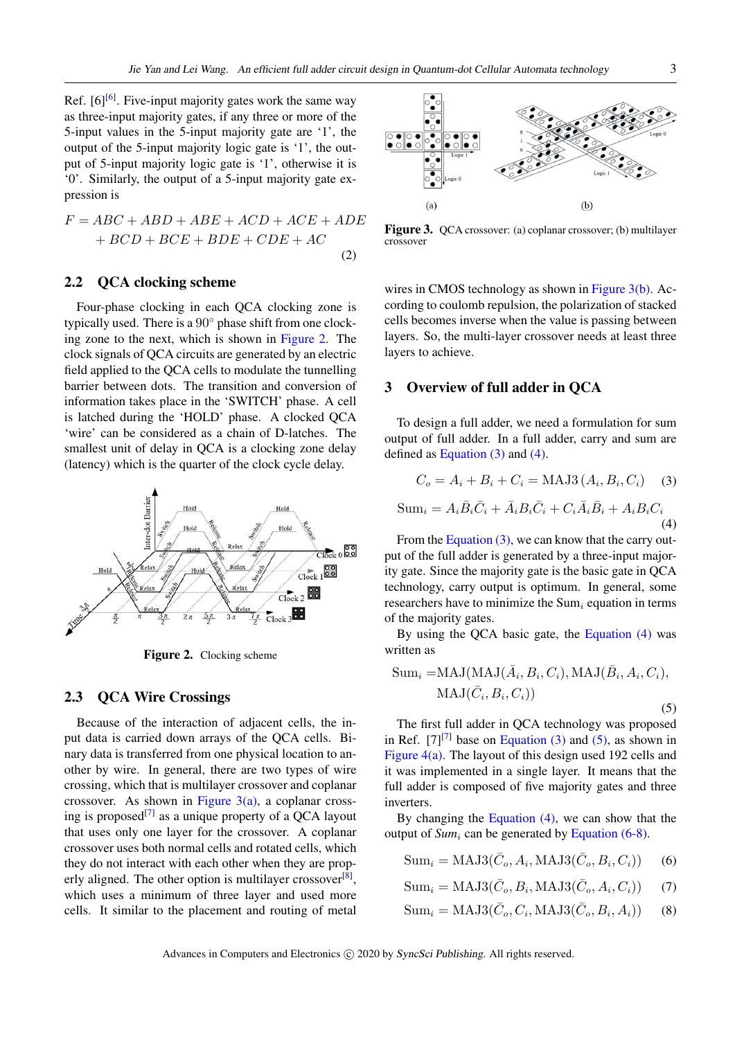Ref. [6][6]. Five-input majority gates work the same way as three-input majority gates, if any three or more of the 5-input values in the 5-input majority gate are '1', the output of the 5-input majority logic gate is '1', the output of 5-input majority logic gate is '1', otherwise it is '0'. Similarly, the output of a 5-input majority gate expression is

$$F = ABC + ABD + ABE + ACD + ACE + ADE + BCD + BCE + BDE + CDE + AC \tag{2}$$

### 2.2 QCA clocking scheme

Four-phase clocking in each QCA clocking zone is typically used. There is a 90° phase shift from one clocking zone to the next, which is shown in Figure 2. The clock signals of QCA circuits are generated by an electric field applied to the QCA cells to modulate the tunnelling barrier between dots. The transition and conversion of information takes place in the 'SWITCH' phase. A cell is latched during the 'HOLD' phase. A clocked QCA 'wire' can be considered as a chain of D-latches. The smallest unit of delay in QCA is a clocking zone delay (latency) which is the quarter of the clock cycle delay.

**Figure 2.** Clocking scheme

### 2.3 QCA Wire Crossings

Because of the interaction of adjacent cells, the input data is carried down arrays of the QCA cells. Binary data is transferred from one physical location to another by wire. In general, there are two types of wire crossing, which that is multilayer crossover and coplanar crossover. As shown in Figure 3(a), a coplanar crossing is proposed[7] as a unique property of a QCA layout that uses only one layer for the crossover. A coplanar crossover uses both normal cells and rotated cells, which they do not interact with each other when they are properly aligned. The other option is multilayer crossover[8], which uses a minimum of three layer and used more cells. It similar to the placement and routing of metal wires in CMOS technology as shown in Figure 3(b). According to coulomb repulsion, the polarization of stacked cells becomes inverse when the value is passing between layers. So, the multi-layer crossover needs at least three layers to achieve.

**Figure 3.** QCA crossover: (a) coplanar crossover; (b) multilayer crossover

## 3 Overview of full adder in QCA

To design a full adder, we need a formulation for sum output of full adder. In a full adder, carry and sum are defined as Equation (3) and (4).

$$C_o = A_i + B_i + C_i = \text{MAJ3}\,(A_i, B_i, C_i) \tag{3}$$

$$\text{Sum}_i = A_i\bar{B}_i\bar{C}_i + \bar{A}_iB_i\bar{C}_i + C_i\bar{A}_i\bar{B}_i + A_iB_iC_i \tag{4}$$

From the Equation (3), we can know that the carry output of the full adder is generated by a three-input majority gate. Since the majority gate is the basic gate in QCA technology, carry output is optimum. In general, some researchers have to minimize the $\text{Sum}_i$ equation in terms of the majority gates.

By using the QCA basic gate, the Equation (4) was written as

$$\text{Sum}_i = \text{MAJ}(\text{MAJ}(\bar{A}_i, B_i, C_i), \text{MAJ}(\bar{B}_i, A_i, C_i), \text{MAJ}(\bar{C}_i, B_i, C_i)) \tag{5}$$

The first full adder in QCA technology was proposed in Ref. [7][7] base on Equation (3) and (5), as shown in Figure 4(a). The layout of this design used 192 cells and it was implemented in a single layer. It means that the full adder is composed of five majority gates and three inverters.

By changing the Equation (4), we can show that the output of *Sum$_i$* can be generated by Equation (6-8).

$$\text{Sum}_i = \text{MAJ3}(\bar{C}_o, A_i, \text{MAJ3}(\bar{C}_o, B_i, C_i)) \tag{6}$$

$$\text{Sum}_i = \text{MAJ3}(\bar{C}_o, B_i, \text{MAJ3}(\bar{C}_o, A_i, C_i)) \tag{7}$$

$$\text{Sum}_i = \text{MAJ3}(\bar{C}_o, C_i, \text{MAJ3}(\bar{C}_o, B_i, A_i)) \tag{8}$$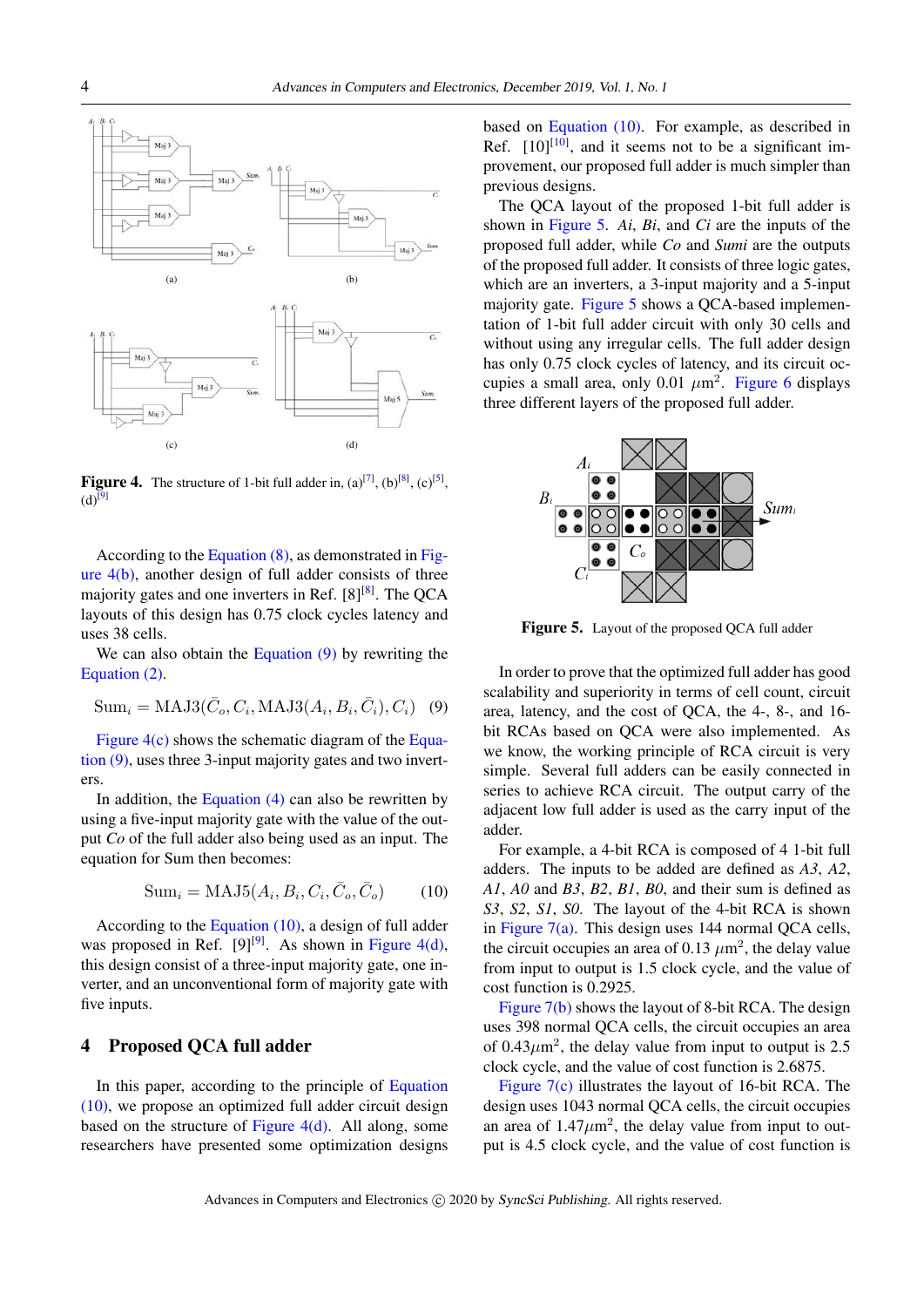Figure 4. The structure of 1-bit full adder in, (a)[7], (b)[8], (c)[5], (d)[9]

According to the Equation (8), as demonstrated in Figure 4(b), another design of full adder consists of three majority gates and one inverters in Ref. [8][8]. The QCA layouts of this design has 0.75 clock cycles latency and uses 38 cells.

We can also obtain the Equation (9) by rewriting the Equation (2).

$$\mathrm{Sum}_i = \mathrm{MAJ3}(\bar{C}_o, C_i, \mathrm{MAJ3}(A_i, B_i, \bar{C}_i), C_i) \quad (9)$$

Figure 4(c) shows the schematic diagram of the Equation (9), uses three 3-input majority gates and two inverters.

In addition, the Equation (4) can also be rewritten by using a five-input majority gate with the value of the output *Co* of the full adder also being used as an input. The equation for Sum then becomes:

$$\mathrm{Sum}_i = \mathrm{MAJ5}(A_i, B_i, C_i, \bar{C}_o, \bar{C}_o) \quad (10)$$

According to the Equation (10), a design of full adder was proposed in Ref. [9][9]. As shown in Figure 4(d), this design consist of a three-input majority gate, one inverter, and an unconventional form of majority gate with five inputs.

## 4 Proposed QCA full adder

In this paper, according to the principle of Equation (10), we propose an optimized full adder circuit design based on the structure of Figure 4(d). All along, some researchers have presented some optimization designs based on Equation (10). For example, as described in Ref. [10][10], and it seems not to be a significant improvement, our proposed full adder is much simpler than previous designs.

The QCA layout of the proposed 1-bit full adder is shown in Figure 5. *Ai*, *Bi*, and *Ci* are the inputs of the proposed full adder, while *Co* and *Sumi* are the outputs of the proposed full adder. It consists of three logic gates, which are an inverters, a 3-input majority and a 5-input majority gate. Figure 5 shows a QCA-based implementation of 1-bit full adder circuit with only 30 cells and without using any irregular cells. The full adder design has only 0.75 clock cycles of latency, and its circuit occupies a small area, only 0.01 $\mu\mathrm{m}^2$. Figure 6 displays three different layers of the proposed full adder.

Figure 5. Layout of the proposed QCA full adder

In order to prove that the optimized full adder has good scalability and superiority in terms of cell count, circuit area, latency, and the cost of QCA, the 4-, 8-, and 16-bit RCAs based on QCA were also implemented. As we know, the working principle of RCA circuit is very simple. Several full adders can be easily connected in series to achieve RCA circuit. The output carry of the adjacent low full adder is used as the carry input of the adder.

For example, a 4-bit RCA is composed of 4 1-bit full adders. The inputs to be added are defined as *A3*, *A2*, *A1*, *A0* and *B3*, *B2*, *B1*, *B0*, and their sum is defined as *S3*, *S2*, *S1*, *S0*. The layout of the 4-bit RCA is shown in Figure 7(a). This design uses 144 normal QCA cells, the circuit occupies an area of 0.13 $\mu\mathrm{m}^2$, the delay value from input to output is 1.5 clock cycle, and the value of cost function is 0.2925.

Figure 7(b) shows the layout of 8-bit RCA. The design uses 398 normal QCA cells, the circuit occupies an area of 0.43$\mu\mathrm{m}^2$, the delay value from input to output is 2.5 clock cycle, and the value of cost function is 2.6875.

Figure 7(c) illustrates the layout of 16-bit RCA. The design uses 1043 normal QCA cells, the circuit occupies an area of 1.47$\mu\mathrm{m}^2$, the delay value from input to output is 4.5 clock cycle, and the value of cost function is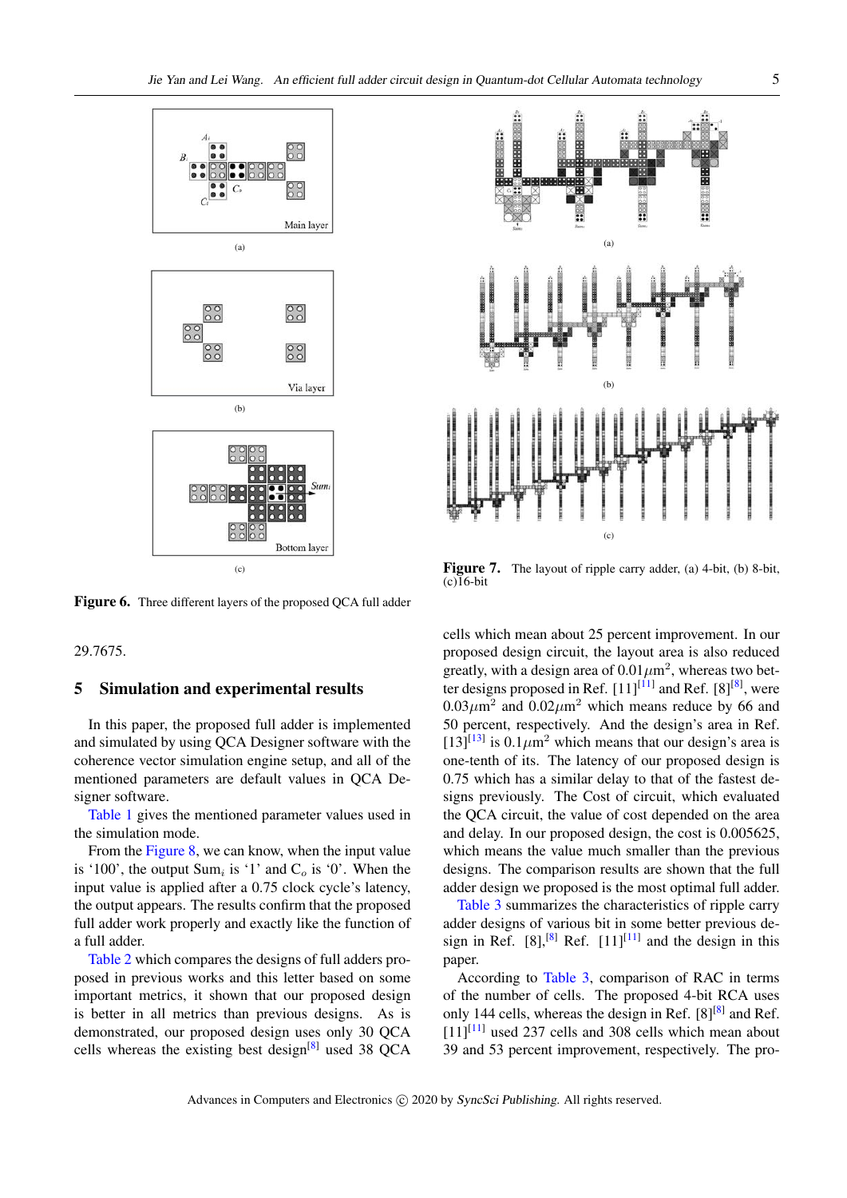Figure 6. Three different layers of the proposed QCA full adder

Figure 7. The layout of ripple carry adder, (a) 4-bit, (b) 8-bit, (c)16-bit

29.7675.

## 5 Simulation and experimental results

In this paper, the proposed full adder is implemented and simulated by using QCA Designer software with the coherence vector simulation engine setup, and all of the mentioned parameters are default values in QCA Designer software.

Table 1 gives the mentioned parameter values used in the simulation mode.

From the Figure 8, we can know, when the input value is '100', the output $Sum_i$ is '1' and $C_o$ is '0'. When the input value is applied after a 0.75 clock cycle's latency, the output appears. The results confirm that the proposed full adder work properly and exactly like the function of a full adder.

Table 2 which compares the designs of full adders proposed in previous works and this letter based on some important metrics, it shown that our proposed design is better in all metrics than previous designs. As is demonstrated, our proposed design uses only 30 QCA cells whereas the existing best design[8] used 38 QCA cells which mean about 25 percent improvement. In our proposed design circuit, the layout area is also reduced greatly, with a design area of $0.01\mu m^2$, whereas two better designs proposed in Ref. [11][11] and Ref. [8][8], were $0.03\mu m^2$ and $0.02\mu m^2$ which means reduce by 66 and 50 percent, respectively. And the design's area in Ref. [13][13] is $0.1\mu m^2$ which means that our design's area is one-tenth of its. The latency of our proposed design is 0.75 which has a similar delay to that of the fastest designs previously. The Cost of circuit, which evaluated the QCA circuit, the value of cost depended on the area and delay. In our proposed design, the cost is 0.005625, which means the value much smaller than the previous designs. The comparison results are shown that the full adder design we proposed is the most optimal full adder.

Table 3 summarizes the characteristics of ripple carry adder designs of various bit in some better previous design in Ref. [8],[8] Ref. [11][11] and the design in this paper.

According to Table 3, comparison of RAC in terms of the number of cells. The proposed 4-bit RCA uses only 144 cells, whereas the design in Ref. [8][8] and Ref. [11][11] used 237 cells and 308 cells which mean about 39 and 53 percent improvement, respectively. The pro-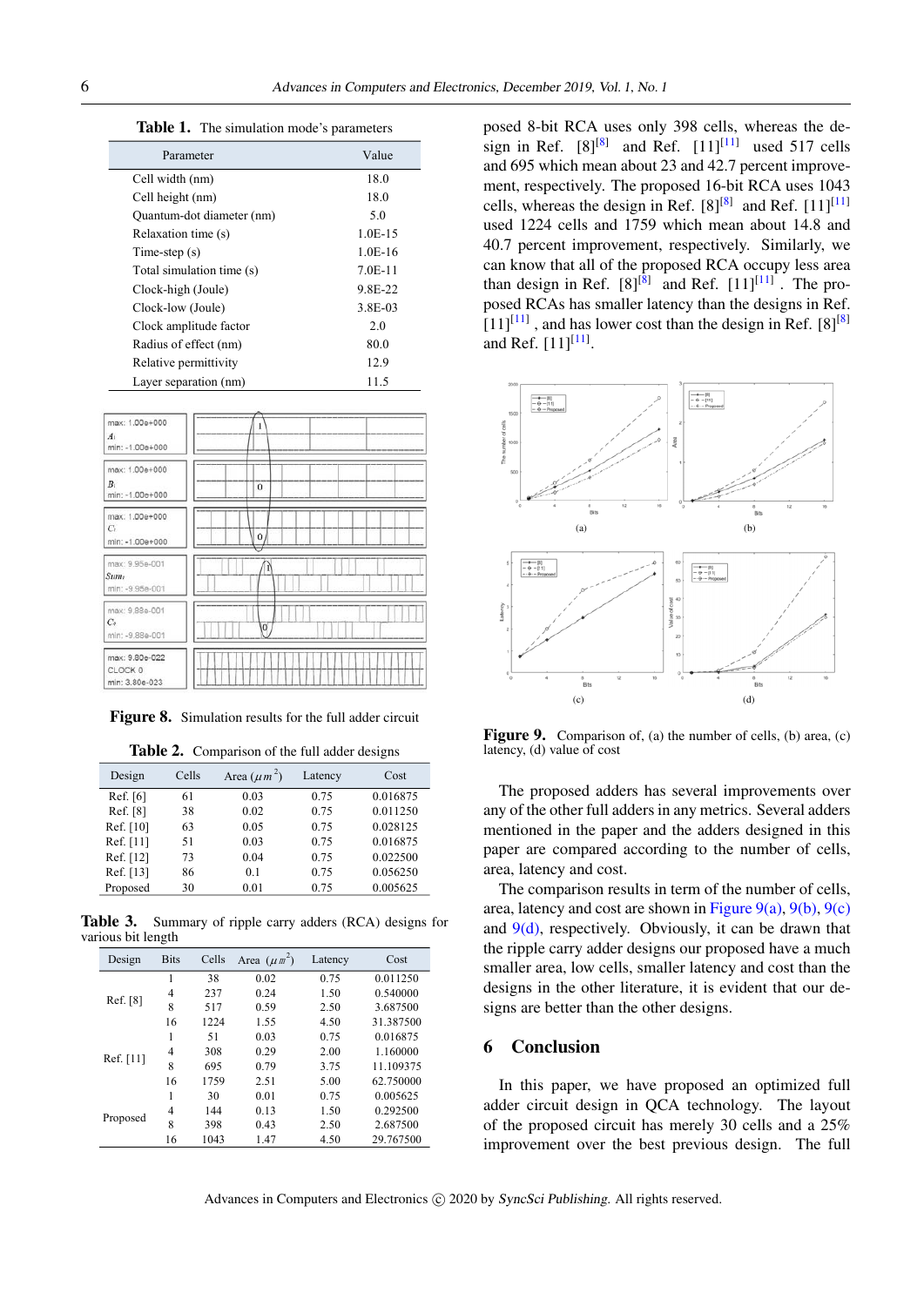**Table 1.** The simulation mode's parameters

| Parameter | Value |
|---|---|
| Cell width (nm) | 18.0 |
| Cell height (nm) | 18.0 |
| Quantum-dot diameter (nm) | 5.0 |
| Relaxation time (s) | 1.0E-15 |
| Time-step (s) | 1.0E-16 |
| Total simulation time (s) | 7.0E-11 |
| Clock-high (Joule) | 9.8E-22 |
| Clock-low (Joule) | 3.8E-03 |
| Clock amplitude factor | 2.0 |
| Radius of effect (nm) | 80.0 |
| Relative permittivity | 12.9 |
| Layer separation (nm) | 11.5 |

**Figure 8.** Simulation results for the full adder circuit

**Table 2.** Comparison of the full adder designs

| Design | Cells | Area ($\mu m^2$) | Latency | Cost |
|---|---|---|---|---|
| Ref. [6] | 61 | 0.03 | 0.75 | 0.016875 |
| Ref. [8] | 38 | 0.02 | 0.75 | 0.011250 |
| Ref. [10] | 63 | 0.05 | 0.75 | 0.028125 |
| Ref. [11] | 51 | 0.03 | 0.75 | 0.016875 |
| Ref. [12] | 73 | 0.04 | 0.75 | 0.022500 |
| Ref. [13] | 86 | 0.1 | 0.75 | 0.056250 |
| Proposed | 30 | 0.01 | 0.75 | 0.005625 |

**Table 3.** Summary of ripple carry adders (RCA) designs for various bit length

| Design | Bits | Cells | Area ($\mu m^2$) | Latency | Cost |
|---|---|---|---|---|---|
| Ref. [8] | 1 | 38 | 0.02 | 0.75 | 0.011250 |
| | 4 | 237 | 0.24 | 1.50 | 0.540000 |
| | 8 | 517 | 0.59 | 2.50 | 3.687500 |
| | 16 | 1224 | 1.55 | 4.50 | 31.387500 |
| Ref. [11] | 1 | 51 | 0.03 | 0.75 | 0.016875 |
| | 4 | 308 | 0.29 | 2.00 | 1.160000 |
| | 8 | 695 | 0.79 | 3.75 | 11.109375 |
| | 16 | 1759 | 2.51 | 5.00 | 62.750000 |
| Proposed | 1 | 30 | 0.01 | 0.75 | 0.005625 |
| | 4 | 144 | 0.13 | 1.50 | 0.292500 |
| | 8 | 398 | 0.43 | 2.50 | 2.687500 |
| | 16 | 1043 | 1.47 | 4.50 | 29.767500 |

posed 8-bit RCA uses only 398 cells, whereas the design in Ref. [8][8] and Ref. [11][11] used 517 cells and 695 which mean about 23 and 42.7 percent improvement, respectively. The proposed 16-bit RCA uses 1043 cells, whereas the design in Ref. [8][8] and Ref. [11][11] used 1224 cells and 1759 which mean about 14.8 and 40.7 percent improvement, respectively. Similarly, we can know that all of the proposed RCA occupy less area than design in Ref. [8][8] and Ref. [11][11]. The proposed RCAs has smaller latency than the designs in Ref. [11][11], and has lower cost than the design in Ref. [8][8] and Ref. [11][11].

**Figure 9.** Comparison of, (a) the number of cells, (b) area, (c) latency, (d) value of cost

The proposed adders has several improvements over any of the other full adders in any metrics. Several adders mentioned in the paper and the adders designed in this paper are compared according to the number of cells, area, latency and cost.

The comparison results in term of the number of cells, area, latency and cost are shown in Figure 9(a), 9(b), 9(c) and 9(d), respectively. Obviously, it can be drawn that the ripple carry adder designs our proposed have a much smaller area, low cells, smaller latency and cost than the designs in the other literature, it is evident that our designs are better than the other designs.

## 6 Conclusion

In this paper, we have proposed an optimized full adder circuit design in QCA technology. The layout of the proposed circuit has merely 30 cells and a 25% improvement over the best previous design. The full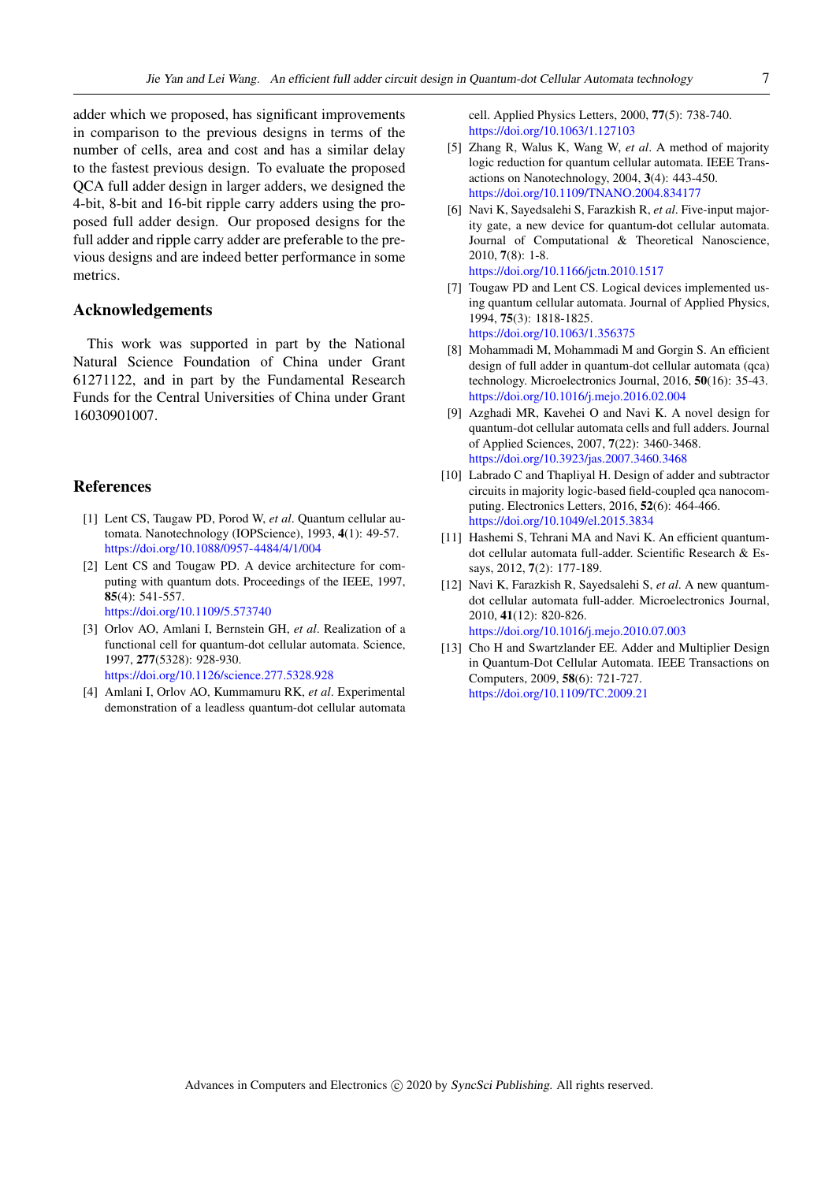adder which we proposed, has significant improvements in comparison to the previous designs in terms of the number of cells, area and cost and has a similar delay to the fastest previous design. To evaluate the proposed QCA full adder design in larger adders, we designed the 4-bit, 8-bit and 16-bit ripple carry adders using the proposed full adder design. Our proposed designs for the full adder and ripple carry adder are preferable to the previous designs and are indeed better performance in some metrics.

## Acknowledgements

This work was supported in part by the National Natural Science Foundation of China under Grant 61271122, and in part by the Fundamental Research Funds for the Central Universities of China under Grant 16030901007.

## References

[1] Lent CS, Taugaw PD, Porod W, *et al*. Quantum cellular automata. Nanotechnology (IOPScience), 1993, **4**(1): 49-57. https://doi.org/10.1088/0957-4484/4/1/004

[2] Lent CS and Tougaw PD. A device architecture for computing with quantum dots. Proceedings of the IEEE, 1997, **85**(4): 541-557. https://doi.org/10.1109/5.573740

[3] Orlov AO, Amlani I, Bernstein GH, *et al*. Realization of a functional cell for quantum-dot cellular automata. Science, 1997, **277**(5328): 928-930. https://doi.org/10.1126/science.277.5328.928

[4] Amlani I, Orlov AO, Kummamuru RK, *et al*. Experimental demonstration of a leadless quantum-dot cellular automata cell. Applied Physics Letters, 2000, **77**(5): 738-740. https://doi.org/10.1063/1.127103

[5] Zhang R, Walus K, Wang W, *et al*. A method of majority logic reduction for quantum cellular automata. IEEE Transactions on Nanotechnology, 2004, **3**(4): 443-450. https://doi.org/10.1109/TNANO.2004.834177

[6] Navi K, Sayedsalehi S, Farazkish R, *et al*. Five-input majority gate, a new device for quantum-dot cellular automata. Journal of Computational & Theoretical Nanoscience, 2010, **7**(8): 1-8. https://doi.org/10.1166/jctn.2010.1517

[7] Tougaw PD and Lent CS. Logical devices implemented using quantum cellular automata. Journal of Applied Physics, 1994, **75**(3): 1818-1825. https://doi.org/10.1063/1.356375

[8] Mohammadi M, Mohammadi M and Gorgin S. An efficient design of full adder in quantum-dot cellular automata (qca) technology. Microelectronics Journal, 2016, **50**(16): 35-43. https://doi.org/10.1016/j.mejo.2016.02.004

[9] Azghadi MR, Kavehei O and Navi K. A novel design for quantum-dot cellular automata cells and full adders. Journal of Applied Sciences, 2007, **7**(22): 3460-3468. https://doi.org/10.3923/jas.2007.3460.3468

[10] Labrado C and Thapliyal H. Design of adder and subtractor circuits in majority logic-based field-coupled qca nanocomputing. Electronics Letters, 2016, **52**(6): 464-466. https://doi.org/10.1049/el.2015.3834

[11] Hashemi S, Tehrani MA and Navi K. An efficient quantum-dot cellular automata full-adder. Scientific Research & Essays, 2012, **7**(2): 177-189.

[12] Navi K, Farazkish R, Sayedsalehi S, *et al*. A new quantum-dot cellular automata full-adder. Microelectronics Journal, 2010, **41**(12): 820-826. https://doi.org/10.1016/j.mejo.2010.07.003

[13] Cho H and Swartzlander EE. Adder and Multiplier Design in Quantum-Dot Cellular Automata. IEEE Transactions on Computers, 2009, **58**(6): 721-727. https://doi.org/10.1109/TC.2009.21